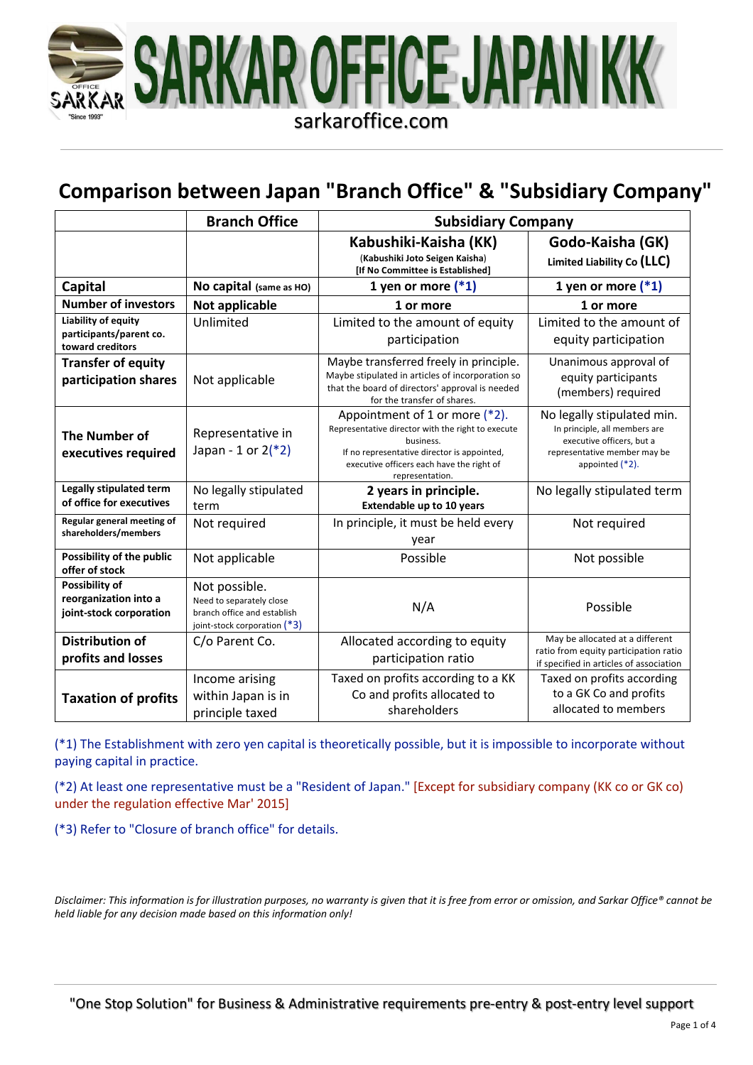# SARKAR OFFICE JAPAN KK

sarkaroffice.com

## Comparison between Japan "Branch Office" & "Subsidiary Company"

| | Branch Office | Subsidiary Company | |
|---|---|---|---|
| | | **Kabushiki-Kaisha (KK)** (Kabushiki Joto Seigen Kaisha) [If No Committee is Established] | **Godo-Kaisha (GK)** Limited Liability Co (LLC) |
| **Capital** | **No capital** (same as HO) | **1 yen or more (*1)** | **1 yen or more (*1)** |
| **Number of investors** | **Not applicable** | **1 or more** | **1 or more** |
| **Liability of equity participants/parent co. toward creditors** | Unlimited | Limited to the amount of equity participation | Limited to the amount of equity participation |
| **Transfer of equity participation shares** | Not applicable | Maybe transferred freely in principle. Maybe stipulated in articles of incorporation so that the board of directors' approval is needed for the transfer of shares. | Unanimous approval of equity participants (members) required |
| **The Number of executives required** | Representative in Japan - 1 or 2(*2) | Appointment of 1 or more (*2). Representative director with the right to execute business. If no representative director is appointed, executive officers each have the right of representation. | No legally stipulated min. In principle, all members are executive officers, but a representative member may be appointed (*2). |
| **Legally stipulated term of office for executives** | No legally stipulated term | **2 years in principle. Extendable up to 10 years** | No legally stipulated term |
| **Regular general meeting of shareholders/members** | Not required | In principle, it must be held every year | Not required |
| **Possibility of the public offer of stock** | Not applicable | Possible | Not possible |
| **Possibility of reorganization into a joint-stock corporation** | Not possible. Need to separately close branch office and establish joint-stock corporation (*3) | N/A | Possible |
| **Distribution of profits and losses** | C/o Parent Co. | Allocated according to equity participation ratio | May be allocated at a different ratio from equity participation ratio if specified in articles of association |
| **Taxation of profits** | Income arising within Japan is in principle taxed | Taxed on profits according to a KK Co and profits allocated to shareholders | Taxed on profits according to a GK Co and profits allocated to members |

(*1) The Establishment with zero yen capital is theoretically possible, but it is impossible to incorporate without paying capital in practice.

(*2) At least one representative must be a "Resident of Japan." [Except for subsidiary company (KK co or GK co) under the regulation effective Mar' 2015]

(*3) Refer to "Closure of branch office" for details.

*Disclaimer: This information is for illustration purposes, no warranty is given that it is free from error or omission, and Sarkar Office® cannot be held liable for any decision made based on this information only!*

"One Stop Solution" for Business & Administrative requirements pre-entry & post-entry level support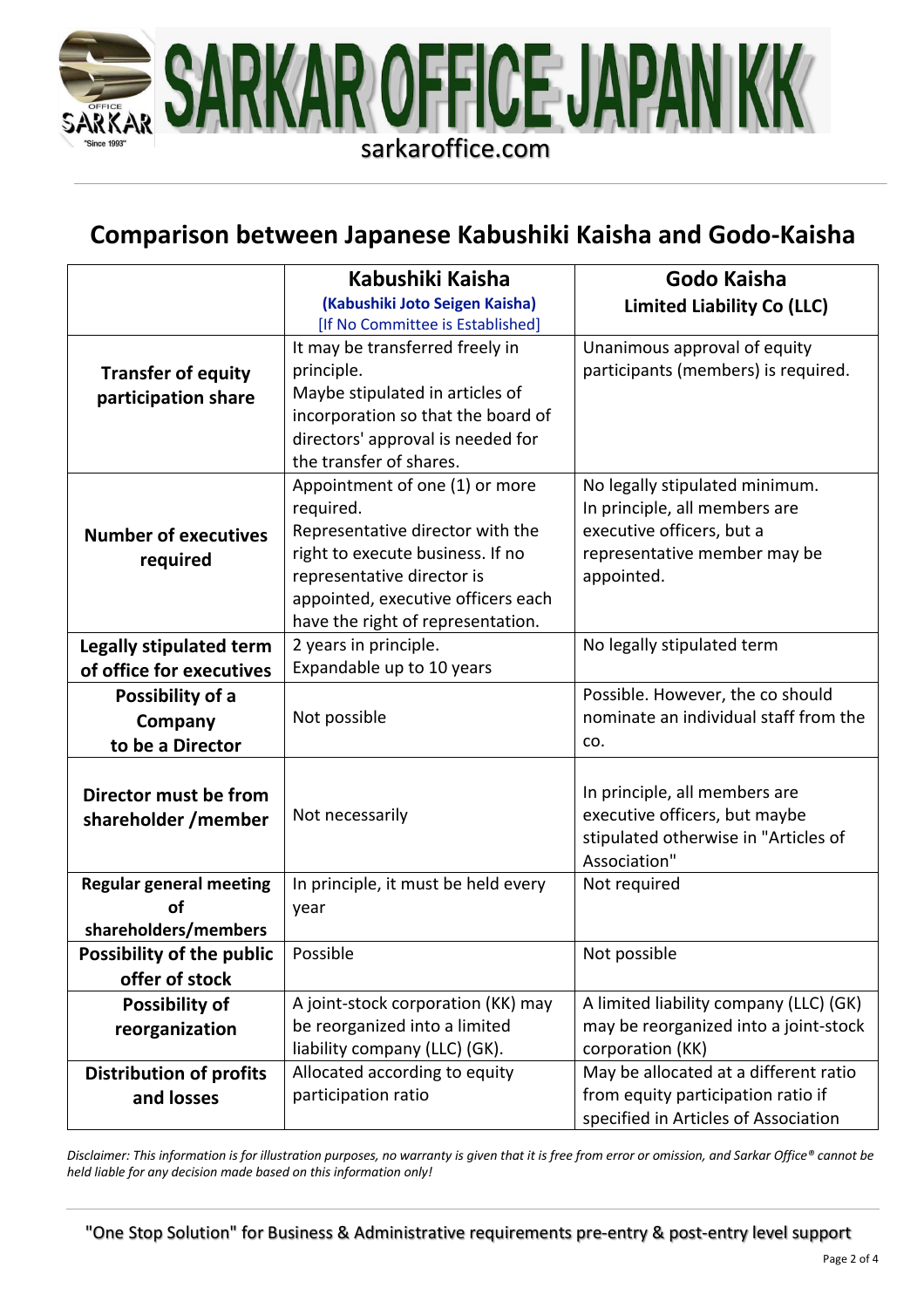## Comparison between Japanese Kabushiki Kaisha and Godo-Kaisha

| | Kabushiki Kaisha (Kabushiki Joto Seigen Kaisha) [If No Committee is Established] | Godo Kaisha Limited Liability Co (LLC) |
|---|---|---|
| **Transfer of equity participation share** | It may be transferred freely in principle. Maybe stipulated in articles of incorporation so that the board of directors' approval is needed for the transfer of shares. | Unanimous approval of equity participants (members) is required. |
| **Number of executives required** | Appointment of one (1) or more required. Representative director with the right to execute business. If no representative director is appointed, executive officers each have the right of representation. | No legally stipulated minimum. In principle, all members are executive officers, but a representative member may be appointed. |
| **Legally stipulated term of office for executives** | 2 years in principle. Expandable up to 10 years | No legally stipulated term |
| **Possibility of a Company to be a Director** | Not possible | Possible. However, the co should nominate an individual staff from the co. |
| **Director must be from shareholder /member** | Not necessarily | In principle, all members are executive officers, but maybe stipulated otherwise in "Articles of Association" |
| **Regular general meeting of shareholders/members** | In principle, it must be held every year | Not required |
| **Possibility of the public offer of stock** | Possible | Not possible |
| **Possibility of reorganization** | A joint-stock corporation (KK) may be reorganized into a limited liability company (LLC) (GK). | A limited liability company (LLC) (GK) may be reorganized into a joint-stock corporation (KK) |
| **Distribution of profits and losses** | Allocated according to equity participation ratio | May be allocated at a different ratio from equity participation ratio if specified in Articles of Association |

*Disclaimer: This information is for illustration purposes, no warranty is given that it is free from error or omission, and Sarkar Office® cannot be held liable for any decision made based on this information only!*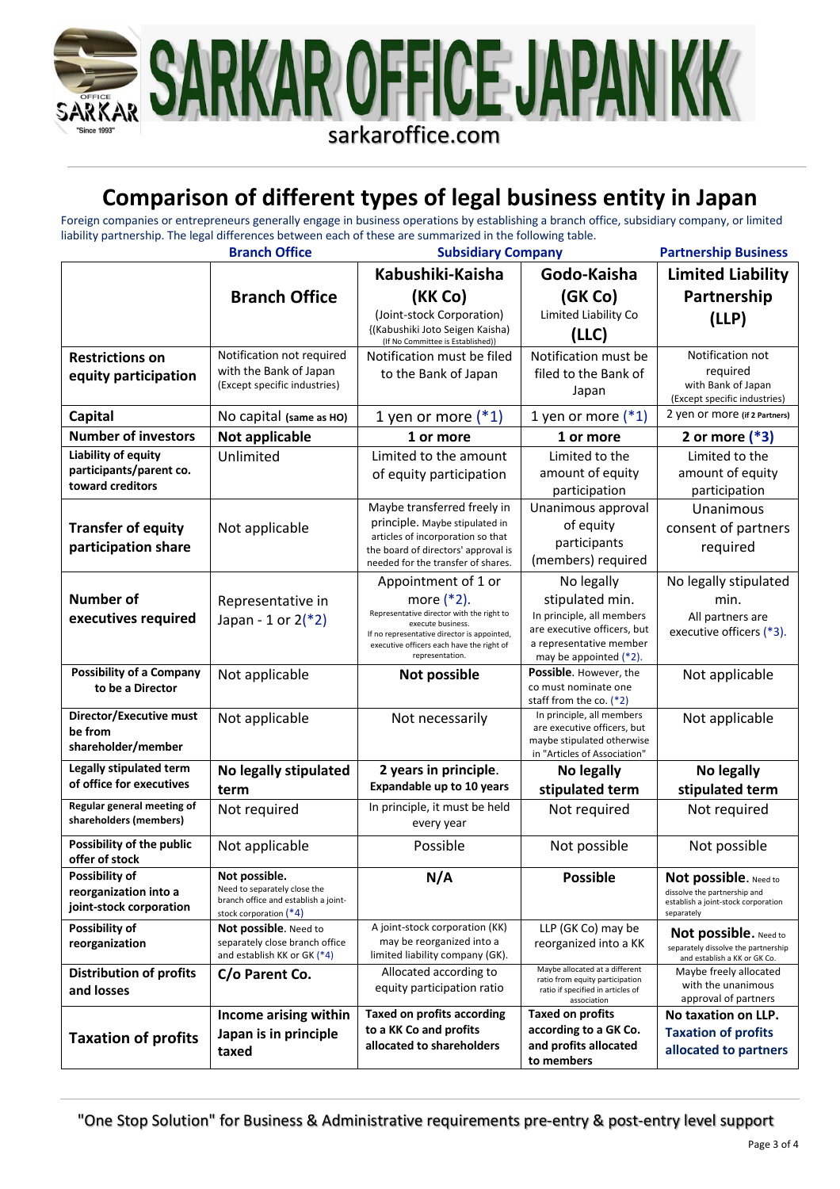# Comparison of different types of legal business entity in Japan

Foreign companies or entrepreneurs generally engage in business operations by establishing a branch office, subsidiary company, or limited liability partnership. The legal differences between each of these are summarized in the following table.

| | Branch Office | Subsidiary Company | | Partnership Business |
|---|---|---|---|---|
| | **Branch Office** | **Kabushiki-Kaisha (KK Co)** (Joint-stock Corporation) {(Kabushiki Joto Seigen Kaisha) (If No Committee is Established)) | **Godo-Kaisha (GK Co)** Limited Liability Co **(LLC)** | **Limited Liability Partnership (LLP)** |
| **Restrictions on equity participation** | Notification not required with the Bank of Japan (Except specific industries) | Notification must be filed to the Bank of Japan | Notification must be filed to the Bank of Japan | Notification not required with Bank of Japan (Except specific industries) |
| **Capital** | No capital **(same as HO)** | 1 yen or more (*1) | 1 yen or more (*1) | 2 yen or more **(if 2 Partners)** |
| **Number of investors** | **Not applicable** | **1 or more** | **1 or more** | **2 or more (*3)** |
| **Liability of equity participants/parent co. toward creditors** | Unlimited | Limited to the amount of equity participation | Limited to the amount of equity participation | Limited to the amount of equity participation |
| **Transfer of equity participation share** | Not applicable | Maybe transferred freely in principle. Maybe stipulated in articles of incorporation so that the board of directors' approval is needed for the transfer of shares. | Unanimous approval of equity participants (members) required | Unanimous consent of partners required |
| **Number of executives required** | Representative in Japan - 1 or 2(*2) | Appointment of 1 or more (*2). Representative director with the right to execute business. If no representative director is appointed, executive officers each have the right of representation. | No legally stipulated min. In principle, all members are executive officers, but a representative member may be appointed (*2). | No legally stipulated min. All partners are executive officers (*3). |
| **Possibility of a Company to be a Director** | Not applicable | **Not possible** | **Possible**. However, the co must nominate one staff from the co. (*2) | Not applicable |
| **Director/Executive must be from shareholder/member** | Not applicable | Not necessarily | In principle, all members are executive officers, but maybe stipulated otherwise in "Articles of Association" | Not applicable |
| **Legally stipulated term of office for executives** | **No legally stipulated term** | **2 years in principle. Expandable up to 10 years** | **No legally stipulated term** | **No legally stipulated term** |
| **Regular general meeting of shareholders (members)** | Not required | In principle, it must be held every year | Not required | Not required |
| **Possibility of the public offer of stock** | Not applicable | Possible | Not possible | Not possible |
| **Possibility of reorganization into a joint-stock corporation** | **Not possible.** Need to separately close the branch office and establish a joint-stock corporation (*4) | **N/A** | **Possible** | **Not possible.** Need to dissolve the partnership and establish a joint-stock corporation separately |
| **Possibility of reorganization** | **Not possible**. Need to separately close branch office and establish KK or GK (*4) | A joint-stock corporation (KK) may be reorganized into a limited liability company (GK). | LLP (GK Co) may be reorganized into a KK | **Not possible.** Need to separately dissolve the partnership and establish a KK or GK Co. |
| **Distribution of profits and losses** | **C/o Parent Co.** | Allocated according to equity participation ratio | Maybe allocated at a different ratio from equity participation ratio if specified in articles of association | Maybe freely allocated with the unanimous approval of partners |
| **Taxation of profits** | **Income arising within Japan is in principle taxed** | **Taxed on profits according to a KK Co and profits allocated to shareholders** | **Taxed on profits according to a GK Co. and profits allocated to members** | **No taxation on LLP. Taxation of profits allocated to partners** |

"One Stop Solution" for Business & Administrative requirements pre-entry & post-entry level support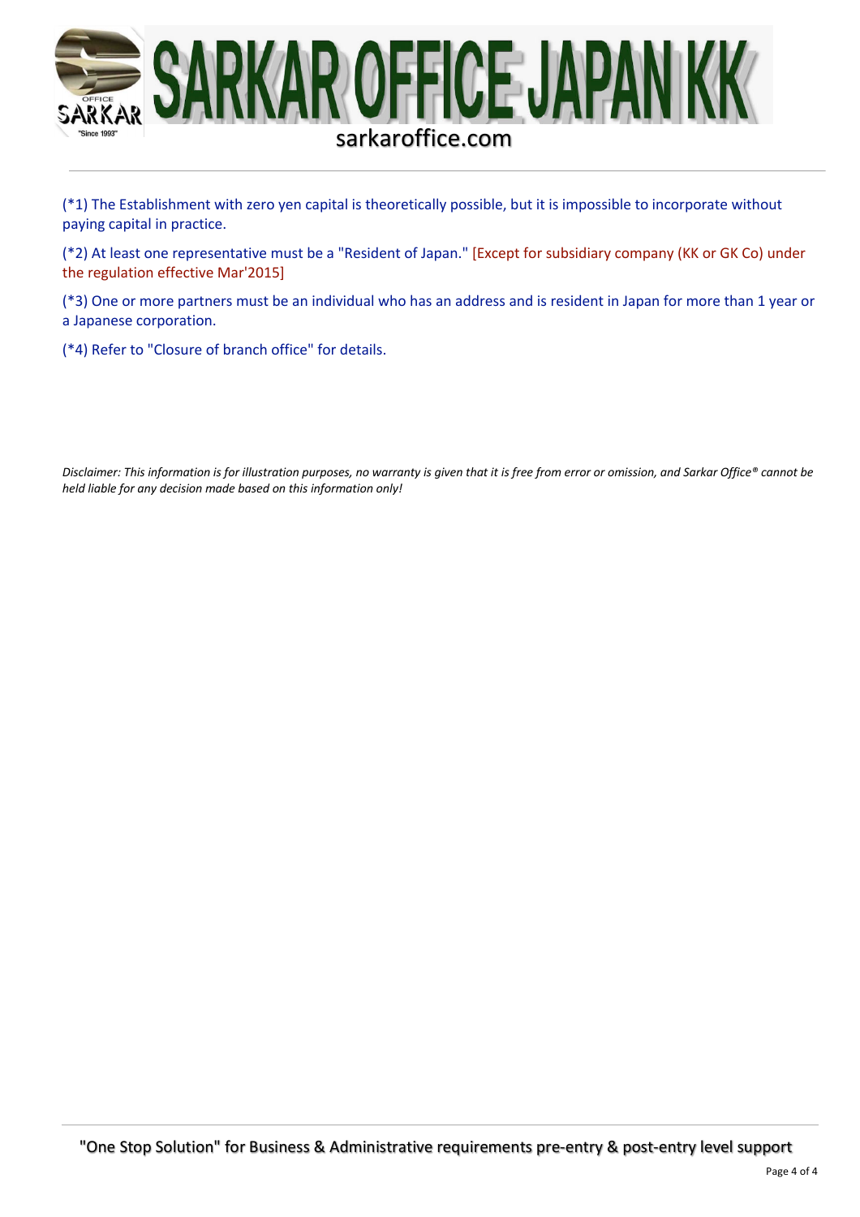(*1) The Establishment with zero yen capital is theoretically possible, but it is impossible to incorporate without paying capital in practice.

(*2) At least one representative must be a "Resident of Japan." [Except for subsidiary company (KK or GK Co) under the regulation effective Mar'2015]

(*3) One or more partners must be an individual who has an address and is resident in Japan for more than 1 year or a Japanese corporation.

(*4) Refer to "Closure of branch office" for details.

*Disclaimer: This information is for illustration purposes, no warranty is given that it is free from error or omission, and Sarkar Office® cannot be held liable for any decision made based on this information only!*